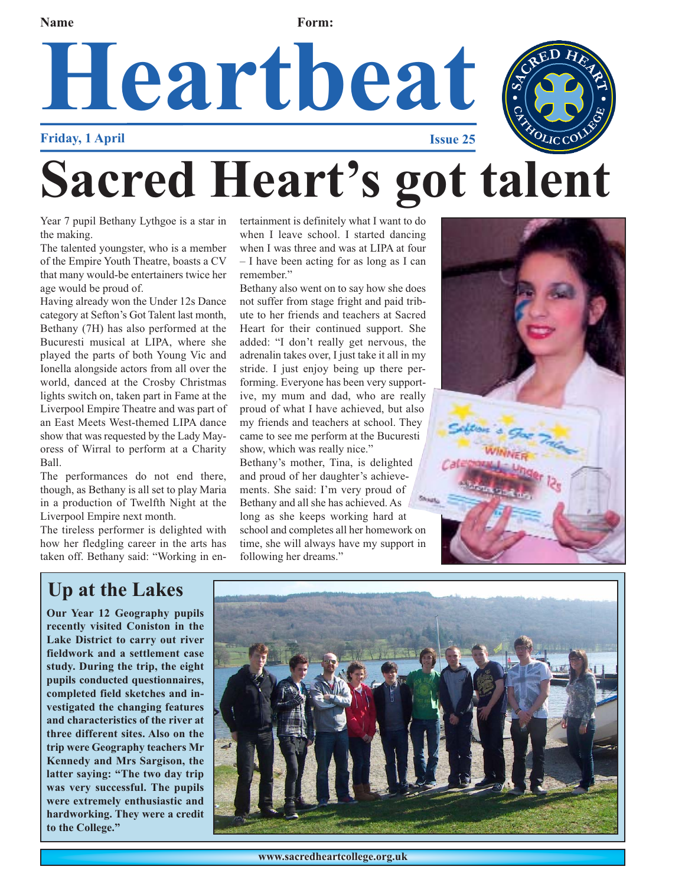Name                                        Form:

# Heartbeat

**Friday, 1 April**                                        **Issue 25**

# Sacred Heart's got talent

Year 7 pupil Bethany Lythgoe is a star in the making.

The talented youngster, who is a member of the Empire Youth Theatre, boasts a CV that many would-be entertainers twice her age would be proud of.

Having already won the Under 12s Dance category at Sefton's Got Talent last month, Bethany (7H) has also performed at the Bucuresti musical at LIPA, where she played the parts of both Young Vic and Ionella alongside actors from all over the world, danced at the Crosby Christmas lights switch on, taken part in Fame at the Liverpool Empire Theatre and was part of an East Meets West-themed LIPA dance show that was requested by the Lady Mayoress of Wirral to perform at a Charity Ball.

The performances do not end there, though, as Bethany is all set to play Maria in a production of Twelfth Night at the Liverpool Empire next month.

The tireless performer is delighted with how her fledgling career in the arts has taken off. Bethany said: "Working in entertainment is definitely what I want to do when I leave school. I started dancing when I was three and was at LIPA at four – I have been acting for as long as I can remember."

Bethany also went on to say how she does not suffer from stage fright and paid tribute to her friends and teachers at Sacred Heart for their continued support. She added: "I don't really get nervous, the adrenalin takes over, I just take it all in my stride. I just enjoy being up there performing. Everyone has been very supportive, my mum and dad, who are really proud of what I have achieved, but also my friends and teachers at school. They came to see me perform at the Bucuresti show, which was really nice."

Bethany's mother, Tina, is delighted and proud of her daughter's achievements. She said: I'm very proud of Bethany and all she has achieved. As long as she keeps working hard at school and completes all her homework on time, she will always have my support in following her dreams."

## Up at the Lakes

**Our Year 12 Geography pupils recently visited Coniston in the Lake District to carry out river fieldwork and a settlement case study. During the trip, the eight pupils conducted questionnaires, completed field sketches and investigated the changing features and characteristics of the river at three different sites. Also on the trip were Geography teachers Mr Kennedy and Mrs Sargison, the latter saying: "The two day trip was very successful. The pupils were extremely enthusiastic and hardworking. They were a credit to the College."**

www.sacredheartcollege.org.uk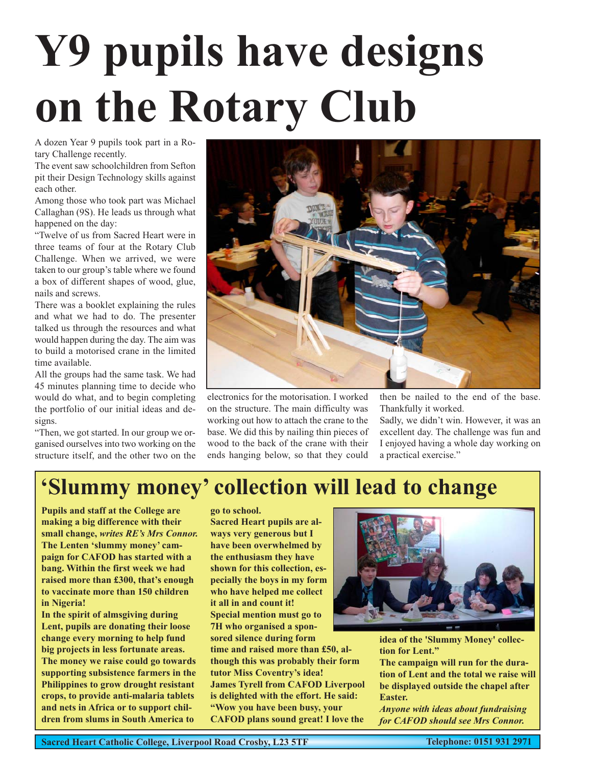# Y9 pupils have designs on the Rotary Club

A dozen Year 9 pupils took part in a Rotary Challenge recently.

The event saw schoolchildren from Sefton pit their Design Technology skills against each other.

Among those who took part was Michael Callaghan (9S). He leads us through what happened on the day:

"Twelve of us from Sacred Heart were in three teams of four at the Rotary Club Challenge. When we arrived, we were taken to our group's table where we found a box of different shapes of wood, glue, nails and screws.

There was a booklet explaining the rules and what we had to do. The presenter talked us through the resources and what would happen during the day. The aim was to build a motorised crane in the limited time available.

All the groups had the same task. We had 45 minutes planning time to decide who would do what, and to begin completing the portfolio of our initial ideas and designs.

"Then, we got started. In our group we organised ourselves into two working on the structure itself, and the other two on the electronics for the motorisation. I worked on the structure. The main difficulty was working out how to attach the crane to the base. We did this by nailing thin pieces of wood to the back of the crane with their ends hanging below, so that they could then be nailed to the end of the base. Thankfully it worked.

Sadly, we didn't win. However, it was an excellent day. The challenge was fun and I enjoyed having a whole day working on a practical exercise."

## 'Slummy money' collection will lead to change

**Pupils and staff at the College are making a big difference with their small change, *writes RE's Mrs Connor.***

**The Lenten 'slummy money' campaign for CAFOD has started with a bang. Within the first week we had raised more than £300, that's enough to vaccinate more than 150 children in Nigeria!**

**In the spirit of almsgiving during Lent, pupils are donating their loose change every morning to help fund big projects in less fortunate areas. The money we raise could go towards supporting subsistence farmers in the Philippines to grow drought resistant crops, to provide anti-malaria tablets and nets in Africa or to support children from slums in South America to go to school.**

**Sacred Heart pupils are always very generous but I have been overwhelmed by the enthusiasm they have shown for this collection, especially the boys in my form who have helped me collect it all in and count it!**

**Special mention must go to 7H who organised a sponsored silence during form time and raised more than £50, although this was probably their form tutor Miss Coventry's idea!**

**James Tyrell from CAFOD Liverpool is delighted with the effort. He said: "Wow you have been busy, your CAFOD plans sound great! I love the idea of the 'Slummy Money' collection for Lent."**

**The campaign will run for the duration of Lent and the total we raise will be displayed outside the chapel after Easter.**

***Anyone with ideas about fundraising for CAFOD should see Mrs Connor.***

**Sacred Heart Catholic College, Liverpool Road Crosby, L23 5TF** **Telephone: 0151 931 2971**